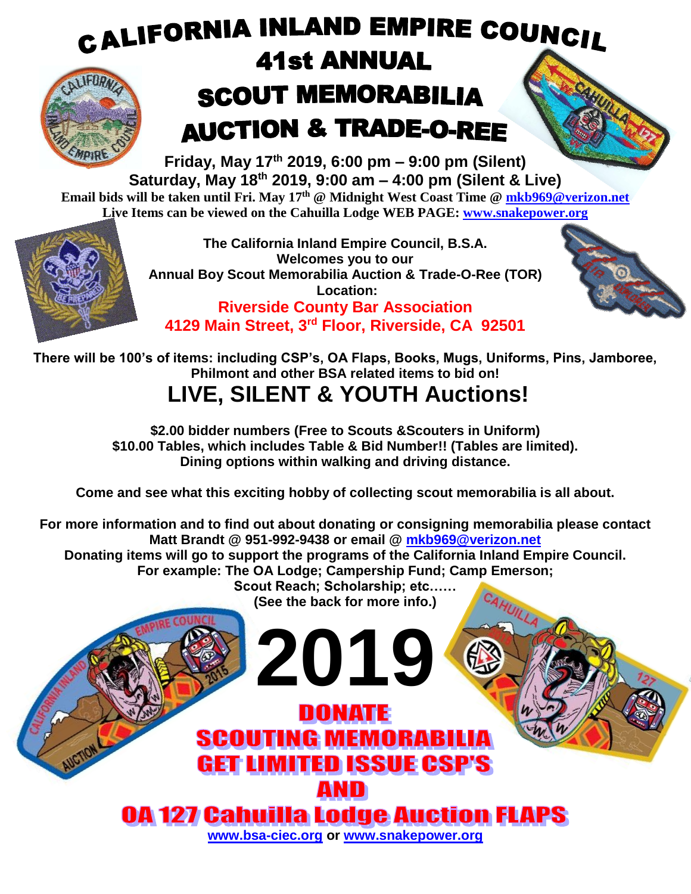# CALIFORNIA INLAND EMPIRE COUNCIL

# 41st ANNUAL SCOUT MEMORABILIA AUCTION & TRADE-O-REE

**Friday, May 17th 2019, 6:00 pm – 9:00 pm (Silent)**

**Saturday, May 18th 2019, 9:00 am – 4:00 pm (Silent & Live)**

**Email bids will be taken until Fri. May 17th @ Midnight West Coast Time @ mkb969@verizon.net**

**Live Items can be viewed on the Cahuilla Lodge WEB PAGE: www.snakepower.org**

**The California Inland Empire Council, B.S.A.**
**Welcomes you to our**
**Annual Boy Scout Memorabilia Auction & Trade-O-Ree (TOR)**
**Location:**

**Riverside County Bar Association**
**4129 Main Street, 3rd Floor, Riverside, CA 92501**

**There will be 100's of items: including CSP's, OA Flaps, Books, Mugs, Uniforms, Pins, Jamboree, Philmont and other BSA related items to bid on!**

## LIVE, SILENT & YOUTH Auctions!

**$2.00 bidder numbers (Free to Scouts &Scouters in Uniform)**
**$10.00 Tables, which includes Table & Bid Number!! (Tables are limited).**
**Dining options within walking and driving distance.**

**Come and see what this exciting hobby of collecting scout memorabilia is all about.**

**For more information and to find out about donating or consigning memorabilia please contact Matt Brandt @ 951-992-9438 or email @ mkb969@verizon.net**
**Donating items will go to support the programs of the California Inland Empire Council.**
**For example: The OA Lodge; Campership Fund; Camp Emerson;**
**Scout Reach; Scholarship; etc……**
**(See the back for more info.)**

# 2019

## DONATE SCOUTING MEMORABILIA GET LIMITED ISSUE CSP'S AND OA 127 Cahuilla Lodge Auction FLAPS

**www.bsa-ciec.org or www.snakepower.org**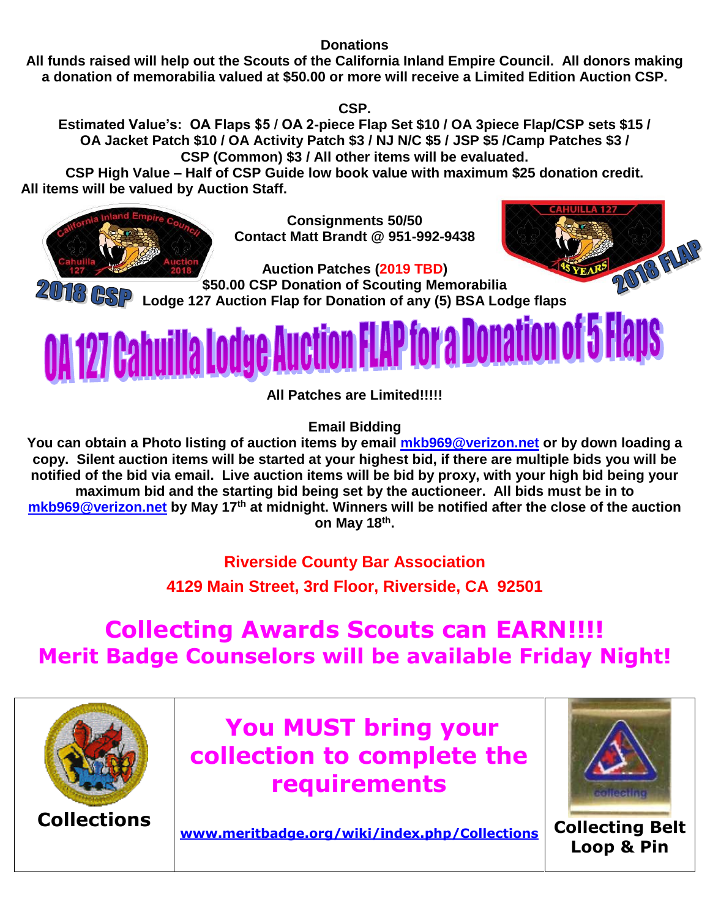## Donations

**All funds raised will help out the Scouts of the California Inland Empire Council. All donors making a donation of memorabilia valued at $50.00 or more will receive a Limited Edition Auction CSP.**

**CSP.**

**Estimated Value's: OA Flaps $5 / OA 2-piece Flap Set $10 / OA 3piece Flap/CSP sets $15 / OA Jacket Patch $10 / OA Activity Patch $3 / NJ N/C $5 / JSP $5 /Camp Patches $3 / CSP (Common) $3 / All other items will be evaluated.**

**CSP High Value – Half of CSP Guide low book value with maximum $25 donation credit.**

**All items will be valued by Auction Staff.**

**Consignments 50/50**

**Contact Matt Brandt @ 951-992-9438**

**Auction Patches (2019 TBD)**

**$50.00 CSP Donation of Scouting Memorabilia**

**2018 CSP**

**Lodge 127 Auction Flap for Donation of any (5) BSA Lodge flaps**

**2018 FLAP**

# OA 127 Cahuilla Lodge Auction FLAP for a Donation of 5 Flaps

**All Patches are Limited!!!!!**

## Email Bidding

**You can obtain a Photo listing of auction items by email mkb969@verizon.net or by down loading a copy. Silent auction items will be started at your highest bid, if there are multiple bids you will be notified of the bid via email. Live auction items will be bid by proxy, with your high bid being your maximum bid and the starting bid being set by the auctioneer. All bids must be in to mkb969@verizon.net by May 17th at midnight. Winners will be notified after the close of the auction on May 18th.**

**Riverside County Bar Association**

**4129 Main Street, 3rd Floor, Riverside, CA 92501**

# Collecting Awards Scouts can EARN!!!!

## Merit Badge Counselors will be available Friday Night!

| | | |
|---|---|---|
| **Collections** | **You MUST bring your collection to complete the requirements** www.meritbadge.org/wiki/index.php/Collections | **Collecting Belt Loop & Pin** |